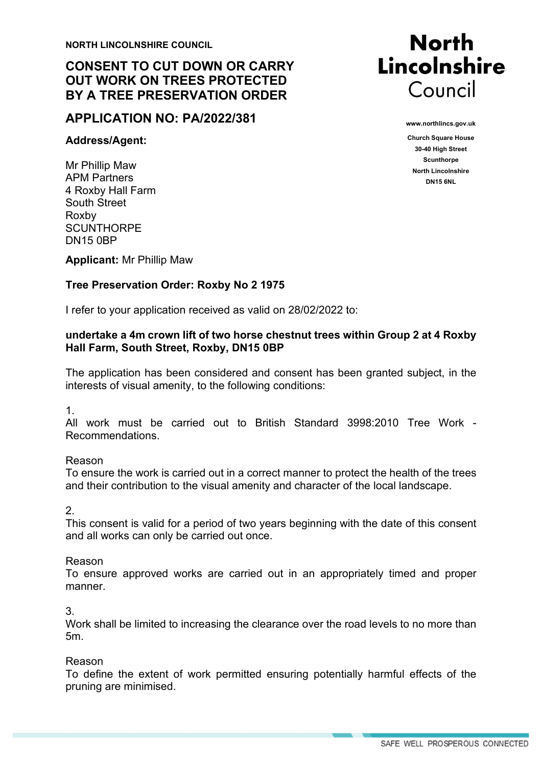**NORTH LINCOLNSHIRE COUNCIL**

# CONSENT TO CUT DOWN OR CARRY OUT WORK ON TREES PROTECTED BY A TREE PRESERVATION ORDER

North Lincolnshire Council

www.northlincs.gov.uk

Church Square House
30-40 High Street
Scunthorpe
North Lincolnshire
DN15 6NL

## APPLICATION NO: PA/2022/381

**Address/Agent:**

Mr Phillip Maw
APM Partners
4 Roxby Hall Farm
South Street
Roxby
SCUNTHORPE
DN15 0BP

**Applicant:** Mr Phillip Maw

**Tree Preservation Order: Roxby No 2 1975**

I refer to your application received as valid on 28/02/2022 to:

**undertake a 4m crown lift of two horse chestnut trees within Group 2 at 4 Roxby Hall Farm, South Street, Roxby, DN15 0BP**

The application has been considered and consent has been granted subject, in the interests of visual amenity, to the following conditions:

1.
All work must be carried out to British Standard 3998:2010 Tree Work - Recommendations.

Reason
To ensure the work is carried out in a correct manner to protect the health of the trees and their contribution to the visual amenity and character of the local landscape.

2.
This consent is valid for a period of two years beginning with the date of this consent and all works can only be carried out once.

Reason
To ensure approved works are carried out in an appropriately timed and proper manner.

3.
Work shall be limited to increasing the clearance over the road levels to no more than 5m.

Reason
To define the extent of work permitted ensuring potentially harmful effects of the pruning are minimised.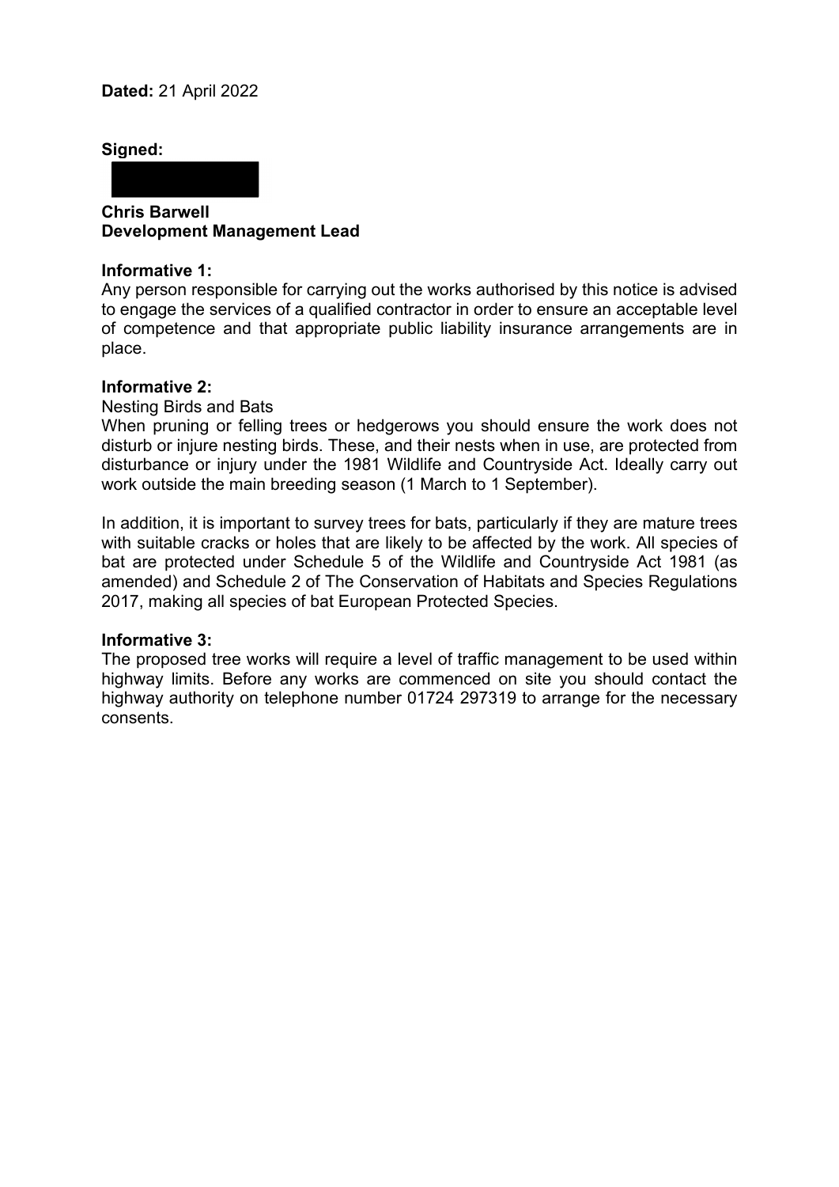**Dated:** 21 April 2022

**Signed:**

**Chris Barwell**
**Development Management Lead**

**Informative 1:**
Any person responsible for carrying out the works authorised by this notice is advised to engage the services of a qualified contractor in order to ensure an acceptable level of competence and that appropriate public liability insurance arrangements are in place.

**Informative 2:**
Nesting Birds and Bats
When pruning or felling trees or hedgerows you should ensure the work does not disturb or injure nesting birds. These, and their nests when in use, are protected from disturbance or injury under the 1981 Wildlife and Countryside Act. Ideally carry out work outside the main breeding season (1 March to 1 September).

In addition, it is important to survey trees for bats, particularly if they are mature trees with suitable cracks or holes that are likely to be affected by the work. All species of bat are protected under Schedule 5 of the Wildlife and Countryside Act 1981 (as amended) and Schedule 2 of The Conservation of Habitats and Species Regulations 2017, making all species of bat European Protected Species.

**Informative 3:**
The proposed tree works will require a level of traffic management to be used within highway limits. Before any works are commenced on site you should contact the highway authority on telephone number 01724 297319 to arrange for the necessary consents.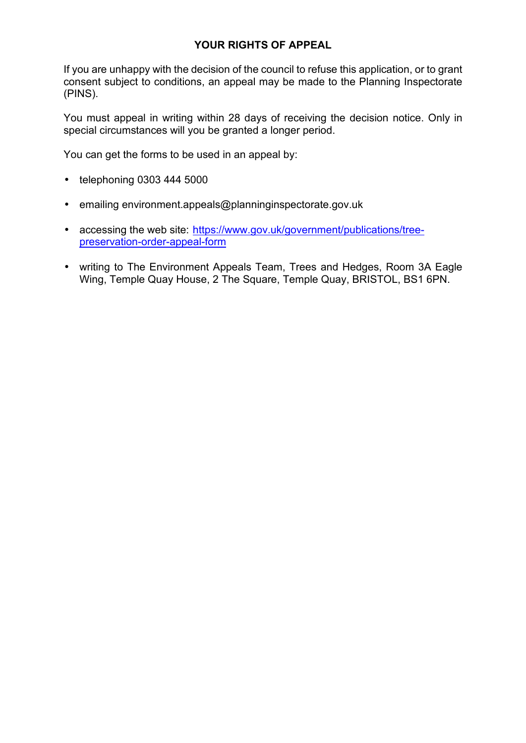## YOUR RIGHTS OF APPEAL

If you are unhappy with the decision of the council to refuse this application, or to grant consent subject to conditions, an appeal may be made to the Planning Inspectorate (PINS).

You must appeal in writing within 28 days of receiving the decision notice. Only in special circumstances will you be granted a longer period.

You can get the forms to be used in an appeal by:

- telephoning 0303 444 5000
- emailing environment.appeals@planninginspectorate.gov.uk
- accessing the web site: [https://www.gov.uk/government/publications/tree-preservation-order-appeal-form](https://www.gov.uk/government/publications/tree-preservation-order-appeal-form)
- writing to The Environment Appeals Team, Trees and Hedges, Room 3A Eagle Wing, Temple Quay House, 2 The Square, Temple Quay, BRISTOL, BS1 6PN.